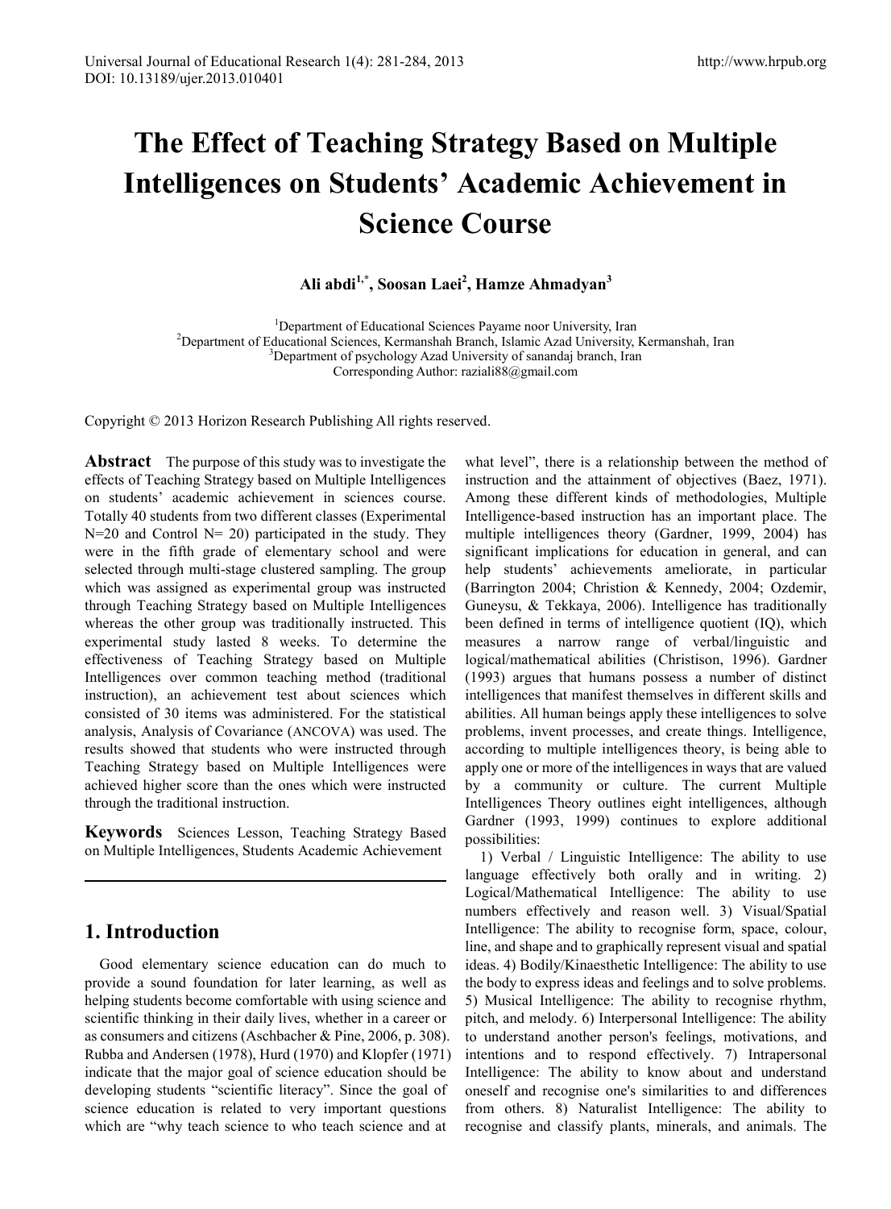# The Effect of Teaching Strategy Based on Multiple Intelligences on Students' Academic Achievement in Science Course

**Ali abdi[1,*], Soosan Laei[2], Hamze Ahmadyan[3]**

[1]Department of Educational Sciences Payame noor University, Iran
[2]Department of Educational Sciences, Kermanshah Branch, Islamic Azad University, Kermanshah, Iran
[3]Department of psychology Azad University of sanandaj branch, Iran
Corresponding Author: raziali88@gmail.com

Copyright © 2013 Horizon Research Publishing All rights reserved.

**Abstract** The purpose of this study was to investigate the effects of Teaching Strategy based on Multiple Intelligences on students' academic achievement in sciences course. Totally 40 students from two different classes (Experimental N=20 and Control N= 20) participated in the study. They were in the fifth grade of elementary school and were selected through multi-stage clustered sampling. The group which was assigned as experimental group was instructed through Teaching Strategy based on Multiple Intelligences whereas the other group was traditionally instructed. This experimental study lasted 8 weeks. To determine the effectiveness of Teaching Strategy based on Multiple Intelligences over common teaching method (traditional instruction), an achievement test about sciences which consisted of 30 items was administered. For the statistical analysis, Analysis of Covariance (ANCOVA) was used. The results showed that students who were instructed through Teaching Strategy based on Multiple Intelligences were achieved higher score than the ones which were instructed through the traditional instruction.

**Keywords** Sciences Lesson, Teaching Strategy Based on Multiple Intelligences, Students Academic Achievement

## 1. Introduction

Good elementary science education can do much to provide a sound foundation for later learning, as well as helping students become comfortable with using science and scientific thinking in their daily lives, whether in a career or as consumers and citizens (Aschbacher & Pine, 2006, p. 308). Rubba and Andersen (1978), Hurd (1970) and Klopfer (1971) indicate that the major goal of science education should be developing students "scientific literacy". Since the goal of science education is related to very important questions which are "why teach science to who teach science and at what level", there is a relationship between the method of instruction and the attainment of objectives (Baez, 1971). Among these different kinds of methodologies, Multiple Intelligence-based instruction has an important place. The multiple intelligences theory (Gardner, 1999, 2004) has significant implications for education in general, and can help students' achievements ameliorate, in particular (Barrington 2004; Christion & Kennedy, 2004; Ozdemir, Guneysu, & Tekkaya, 2006). Intelligence has traditionally been defined in terms of intelligence quotient (IQ), which measures a narrow range of verbal/linguistic and logical/mathematical abilities (Christison, 1996). Gardner (1993) argues that humans possess a number of distinct intelligences that manifest themselves in different skills and abilities. All human beings apply these intelligences to solve problems, invent processes, and create things. Intelligence, according to multiple intelligences theory, is being able to apply one or more of the intelligences in ways that are valued by a community or culture. The current Multiple Intelligences Theory outlines eight intelligences, although Gardner (1993, 1999) continues to explore additional possibilities:

1) Verbal / Linguistic Intelligence: The ability to use language effectively both orally and in writing. 2) Logical/Mathematical Intelligence: The ability to use numbers effectively and reason well. 3) Visual/Spatial Intelligence: The ability to recognise form, space, colour, line, and shape and to graphically represent visual and spatial ideas. 4) Bodily/Kinaesthetic Intelligence: The ability to use the body to express ideas and feelings and to solve problems. 5) Musical Intelligence: The ability to recognise rhythm, pitch, and melody. 6) Interpersonal Intelligence: The ability to understand another person's feelings, motivations, and intentions and to respond effectively. 7) Intrapersonal Intelligence: The ability to know about and understand oneself and recognise one's similarities to and differences from others. 8) Naturalist Intelligence: The ability to recognise and classify plants, minerals, and animals. The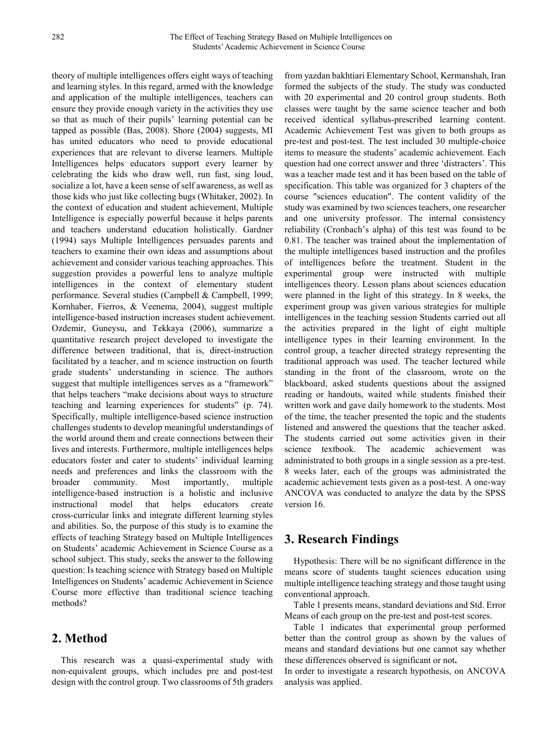theory of multiple intelligences offers eight ways of teaching and learning styles. In this regard, armed with the knowledge and application of the multiple intelligences, teachers can ensure they provide enough variety in the activities they use so that as much of their pupils' learning potential can be tapped as possible (Bas, 2008). Shore (2004) suggests, MI has united educators who need to provide educational experiences that are relevant to diverse learners. Multiple Intelligences helps educators support every learner by celebrating the kids who draw well, run fast, sing loud, socialize a lot, have a keen sense of self awareness, as well as those kids who just like collecting bugs (Whitaker, 2002). In the context of education and student achievement, Multiple Intelligence is especially powerful because it helps parents and teachers understand education holistically. Gardner (1994) says Multiple Intelligences persuades parents and teachers to examine their own ideas and assumptions about achievement and consider various teaching approaches. This suggestion provides a powerful lens to analyze multiple intelligences in the context of elementary student performance. Several studies (Campbell & Campbell, 1999; Kornhaber, Fierros, & Veenema, 2004), suggest multiple intelligence-based instruction increases student achievement. Ozdemir, Guneysu, and Tekkaya (2006), summarize a quantitative research project developed to investigate the difference between traditional, that is, direct-instruction facilitated by a teacher, and m science instruction on fourth grade students' understanding in science. The authors suggest that multiple intelligences serves as a "framework" that helps teachers "make decisions about ways to structure teaching and learning experiences for students" (p. 74). Specifically, multiple intelligence-based science instruction challenges students to develop meaningful understandings of the world around them and create connections between their lives and interests. Furthermore, multiple intelligences helps educators foster and cater to students' individual learning needs and preferences and links the classroom with the broader community. Most importantly, multiple intelligence-based instruction is a holistic and inclusive instructional model that helps educators create cross-curricular links and integrate different learning styles and abilities. So, the purpose of this study is to examine the effects of teaching Strategy based on Multiple Intelligences on Students' academic Achievement in Science Course as a school subject. This study, seeks the answer to the following question: Is teaching science with Strategy based on Multiple Intelligences on Students' academic Achievement in Science Course more effective than traditional science teaching methods?

## 2. Method

This research was a quasi-experimental study with non-equivalent groups, which includes pre and post-test design with the control group. Two classrooms of 5th graders from yazdan bakhtiari Elementary School, Kermanshah, Iran formed the subjects of the study. The study was conducted with 20 experimental and 20 control group students. Both classes were taught by the same science teacher and both received identical syllabus-prescribed learning content. Academic Achievement Test was given to both groups as pre-test and post-test. The test included 30 multiple-choice items to measure the students' academic achievement. Each question had one correct answer and three 'distracters'. This was a teacher made test and it has been based on the table of specification. This table was organized for 3 chapters of the course "sciences education". The content validity of the study was examined by two sciences teachers, one researcher and one university professor. The internal consistency reliability (Cronbach's alpha) of this test was found to be 0.81. The teacher was trained about the implementation of the multiple intelligences based instruction and the profiles of intelligences before the treatment. Student in the experimental group were instructed with multiple intelligences theory. Lesson plans about sciences education were planned in the light of this strategy. In 8 weeks, the experiment group was given various strategies for multiple intelligences in the teaching session Students carried out all the activities prepared in the light of eight multiple intelligence types in their learning environment. In the control group, a teacher directed strategy representing the traditional approach was used. The teacher lectured while standing in the front of the classroom, wrote on the blackboard, asked students questions about the assigned reading or handouts, waited while students finished their written work and gave daily homework to the students. Most of the time, the teacher presented the topic and the students listened and answered the questions that the teacher asked. The students carried out some activities given in their science textbook. The academic achievement was administrated to both groups in a single session as a pre-test. 8 weeks later, each of the groups was administrated the academic achievement tests given as a post-test. A one-way ANCOVA was conducted to analyze the data by the SPSS version 16.

## 3. Research Findings

Hypothesis: There will be no significant difference in the means score of students taught sciences education using multiple intelligence teaching strategy and those taught using conventional approach.

Table 1 presents means, standard deviations and Std. Error Means of each group on the pre-test and post-test scores.

Table 1 indicates that experimental group performed better than the control group as shown by the values of means and standard deviations but one cannot say whether these differences observed is significant or not**.**

In order to investigate a research hypothesis, on ANCOVA analysis was applied.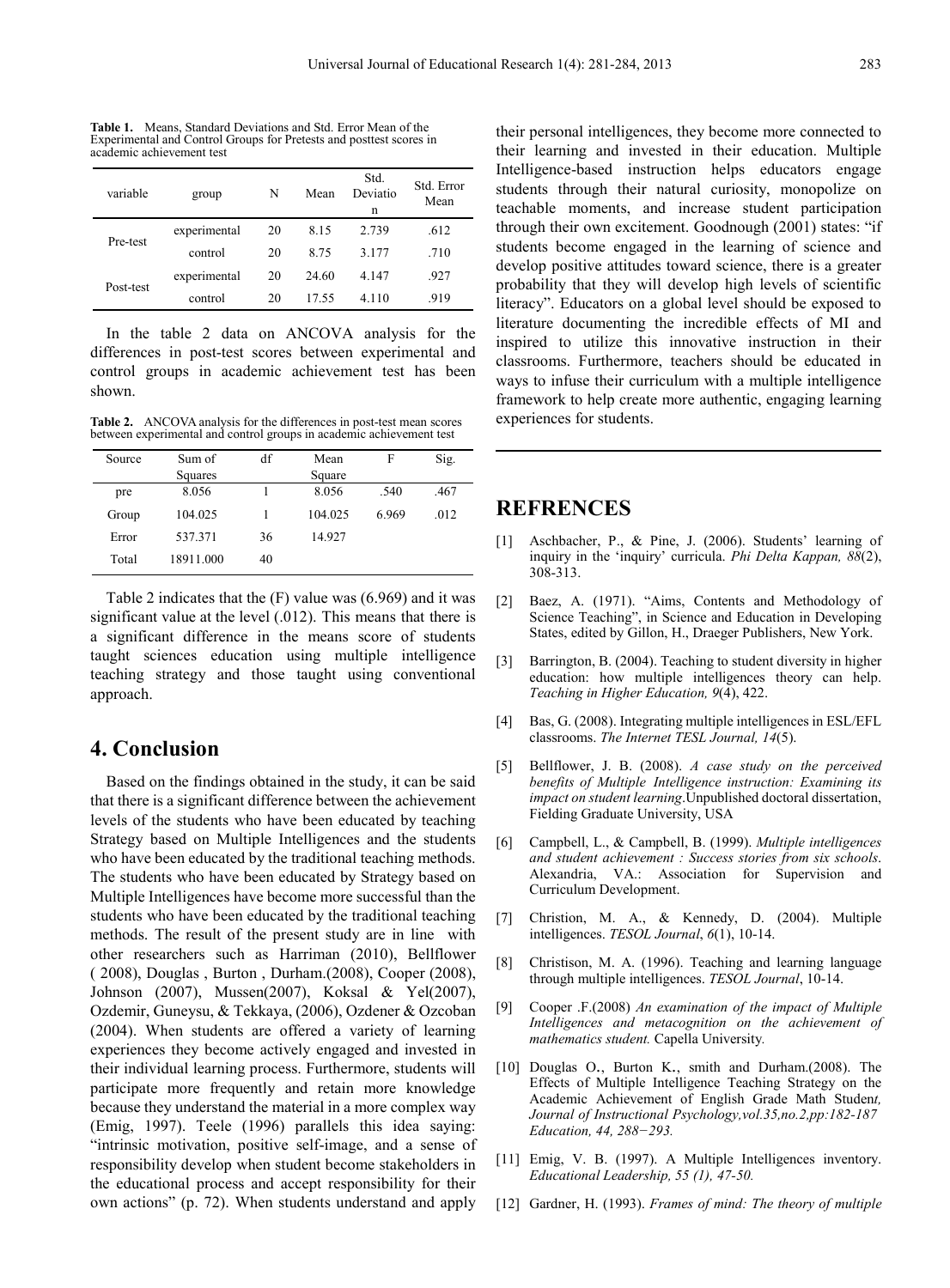**Table 1.** Means, Standard Deviations and Std. Error Mean of the Experimental and Control Groups for Pretests and posttest scores in academic achievement test

| variable | group | N | Mean | Std. Deviation | Std. Error Mean |
|---|---|---|---|---|---|
| Pre-test | experimental | 20 | 8.15 | 2.739 | .612 |
| | control | 20 | 8.75 | 3.177 | .710 |
| Post-test | experimental | 20 | 24.60 | 4.147 | .927 |
| | control | 20 | 17.55 | 4.110 | .919 |

In the table 2 data on ANCOVA analysis for the differences in post-test scores between experimental and control groups in academic achievement test has been shown.

**Table 2.** ANCOVA analysis for the differences in post-test mean scores between experimental and control groups in academic achievement test

| Source | Sum of Squares | df | Mean Square | F | Sig. |
|---|---|---|---|---|---|
| pre | 8.056 | 1 | 8.056 | .540 | .467 |
| Group | 104.025 | 1 | 104.025 | 6.969 | .012 |
| Error | 537.371 | 36 | 14.927 | | |
| Total | 18911.000 | 40 | | | |

Table 2 indicates that the (F) value was (6.969) and it was significant value at the level (.012). This means that there is a significant difference in the means score of students taught sciences education using multiple intelligence teaching strategy and those taught using conventional approach.

## 4. Conclusion

Based on the findings obtained in the study, it can be said that there is a significant difference between the achievement levels of the students who have been educated by teaching Strategy based on Multiple Intelligences and the students who have been educated by the traditional teaching methods. The students who have been educated by Strategy based on Multiple Intelligences have become more successful than the students who have been educated by the traditional teaching methods. The result of the present study are in line with other researchers such as Harriman (2010), Bellflower ( 2008), Douglas , Burton , Durham.(2008), Cooper (2008), Johnson (2007), Mussen(2007), Koksal & Yel(2007), Ozdemir, Guneysu, & Tekkaya, (2006), Ozdener & Ozcoban (2004). When students are offered a variety of learning experiences they become actively engaged and invested in their individual learning process. Furthermore, students will participate more frequently and retain more knowledge because they understand the material in a more complex way (Emig, 1997). Teele (1996) parallels this idea saying: "intrinsic motivation, positive self-image, and a sense of responsibility develop when student become stakeholders in the educational process and accept responsibility for their own actions" (p. 72). When students understand and apply their personal intelligences, they become more connected to their learning and invested in their education. Multiple Intelligence-based instruction helps educators engage students through their natural curiosity, monopolize on teachable moments, and increase student participation through their own excitement. Goodnough (2001) states: "if students become engaged in the learning of science and develop positive attitudes toward science, there is a greater probability that they will develop high levels of scientific literacy". Educators on a global level should be exposed to literature documenting the incredible effects of MI and inspired to utilize this innovative instruction in their classrooms. Furthermore, teachers should be educated in ways to infuse their curriculum with a multiple intelligence framework to help create more authentic, engaging learning experiences for students.

## REFRENCES

[1] Aschbacher, P., & Pine, J. (2006). Students' learning of inquiry in the 'inquiry' curricula. *Phi Delta Kappan, 88*(2), 308-313.

[2] Baez, A. (1971). "Aims, Contents and Methodology of Science Teaching", in Science and Education in Developing States, edited by Gillon, H., Draeger Publishers, New York.

[3] Barrington, B. (2004). Teaching to student diversity in higher education: how multiple intelligences theory can help. *Teaching in Higher Education, 9*(4), 422.

[4] Bas, G. (2008). Integrating multiple intelligences in ESL/EFL classrooms. *The Internet TESL Journal, 14*(5).

[5] Bellflower, J. B. (2008). *A case study on the perceived benefits of Multiple Intelligence instruction: Examining its impact on student learning*.Unpublished doctoral dissertation, Fielding Graduate University, USA

[6] Campbell, L., & Campbell, B. (1999). *Multiple intelligences and student achievement : Success stories from six schools*. Alexandria, VA.: Association for Supervision and Curriculum Development.

[7] Christion, M. A., & Kennedy, D. (2004). Multiple intelligences. *TESOL Journal*, *6*(1), 10-14.

[8] Christison, M. A. (1996). Teaching and learning language through multiple intelligences. *TESOL Journal*, 10-14.

[9] Cooper .F.(2008) *An examination of the impact of Multiple Intelligences and metacognition on the achievement of mathematics student.* Capella University.

[10] Douglas O., Burton K., smith and Durham.(2008). The Effects of Multiple Intelligence Teaching Strategy on the Academic Achievement of English Grade Math Student*, Journal of Instructional Psychology,vol.35,no.2,pp:182-187 Education, 44, 288−293.*

[11] Emig, V. B. (1997). A Multiple Intelligences inventory. *Educational Leadership, 55 (1), 47-50.*

[12] Gardner, H. (1993). *Frames of mind: The theory of multiple*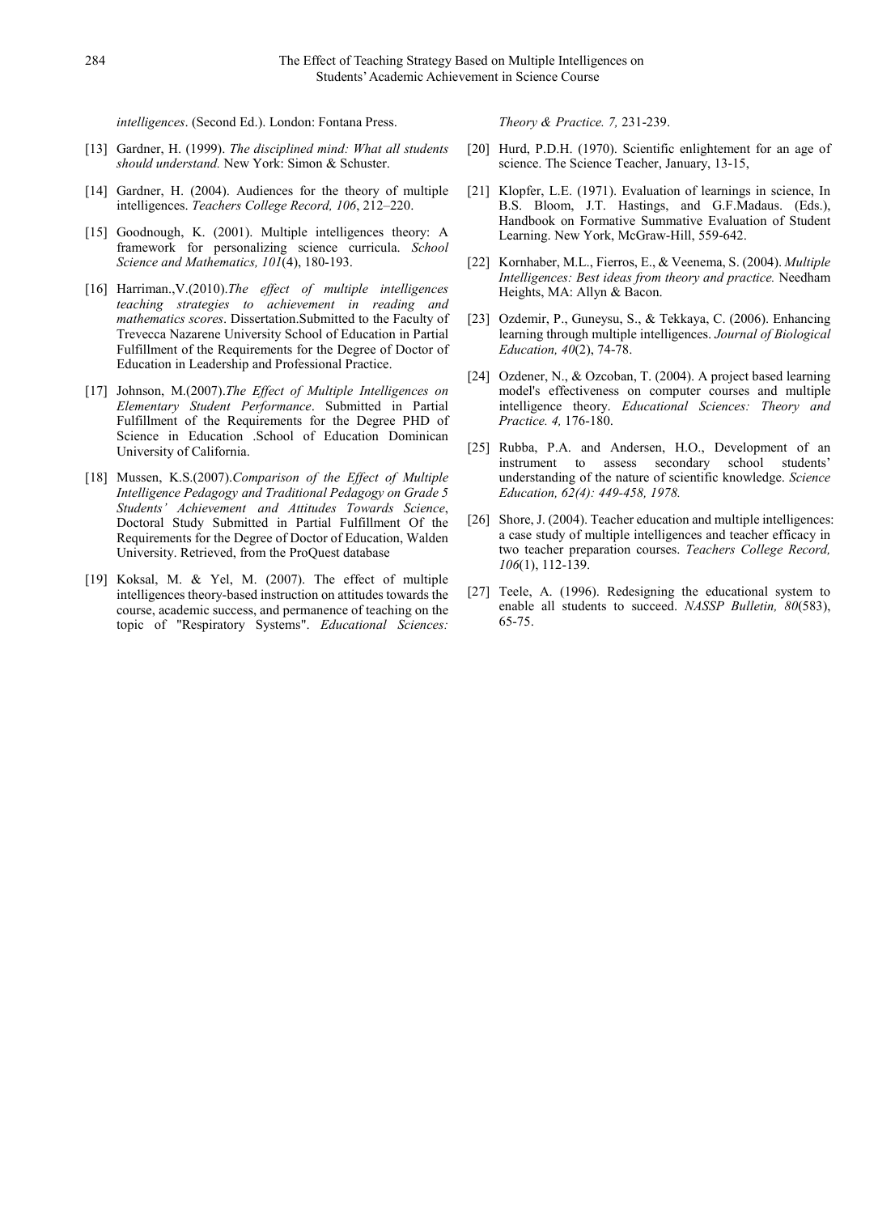*intelligences*. (Second Ed.). London: Fontana Press.

[13] Gardner, H. (1999). *The disciplined mind: What all students should understand.* New York: Simon & Schuster.

[14] Gardner, H. (2004). Audiences for the theory of multiple intelligences. *Teachers College Record, 106*, 212–220.

[15] Goodnough, K. (2001). Multiple intelligences theory: A framework for personalizing science curricula. *School Science and Mathematics, 101*(4), 180-193.

[16] Harriman.,V.(2010).*The effect of multiple intelligences teaching strategies to achievement in reading and mathematics scores*. Dissertation.Submitted to the Faculty of Trevecca Nazarene University School of Education in Partial Fulfillment of the Requirements for the Degree of Doctor of Education in Leadership and Professional Practice.

[17] Johnson, M.(2007).*The Effect of Multiple Intelligences on Elementary Student Performance*. Submitted in Partial Fulfillment of the Requirements for the Degree PHD of Science in Education .School of Education Dominican University of California.

[18] Mussen, K.S.(2007).*Comparison of the Effect of Multiple Intelligence Pedagogy and Traditional Pedagogy on Grade 5 Students' Achievement and Attitudes Towards Science*, Doctoral Study Submitted in Partial Fulfillment Of the Requirements for the Degree of Doctor of Education, Walden University. Retrieved, from the ProQuest database

[19] Koksal, M. & Yel, M. (2007). The effect of multiple intelligences theory-based instruction on attitudes towards the course, academic success, and permanence of teaching on the topic of "Respiratory Systems". *Educational Sciences: Theory & Practice. 7,* 231-239.

[20] Hurd, P.D.H. (1970). Scientific enlightement for an age of science. The Science Teacher, January, 13-15,

[21] Klopfer, L.E. (1971). Evaluation of learnings in science, In B.S. Bloom, J.T. Hastings, and G.F.Madaus. (Eds.), Handbook on Formative Summative Evaluation of Student Learning. New York, McGraw-Hill, 559-642.

[22] Kornhaber, M.L., Fierros, E., & Veenema, S. (2004). *Multiple Intelligences: Best ideas from theory and practice.* Needham Heights, MA: Allyn & Bacon.

[23] Ozdemir, P., Guneysu, S., & Tekkaya, C. (2006). Enhancing learning through multiple intelligences. *Journal of Biological Education, 40*(2), 74-78.

[24] Ozdener, N., & Ozcoban, T. (2004). A project based learning model's effectiveness on computer courses and multiple intelligence theory. *Educational Sciences: Theory and Practice. 4,* 176-180.

[25] Rubba, P.A. and Andersen, H.O., Development of an instrument to assess secondary school students' understanding of the nature of scientific knowledge. *Science Education, 62(4): 449-458, 1978.*

[26] Shore, J. (2004). Teacher education and multiple intelligences: a case study of multiple intelligences and teacher efficacy in two teacher preparation courses. *Teachers College Record, 106*(1), 112-139.

[27] Teele, A. (1996). Redesigning the educational system to enable all students to succeed. *NASSP Bulletin, 80*(583), 65-75.